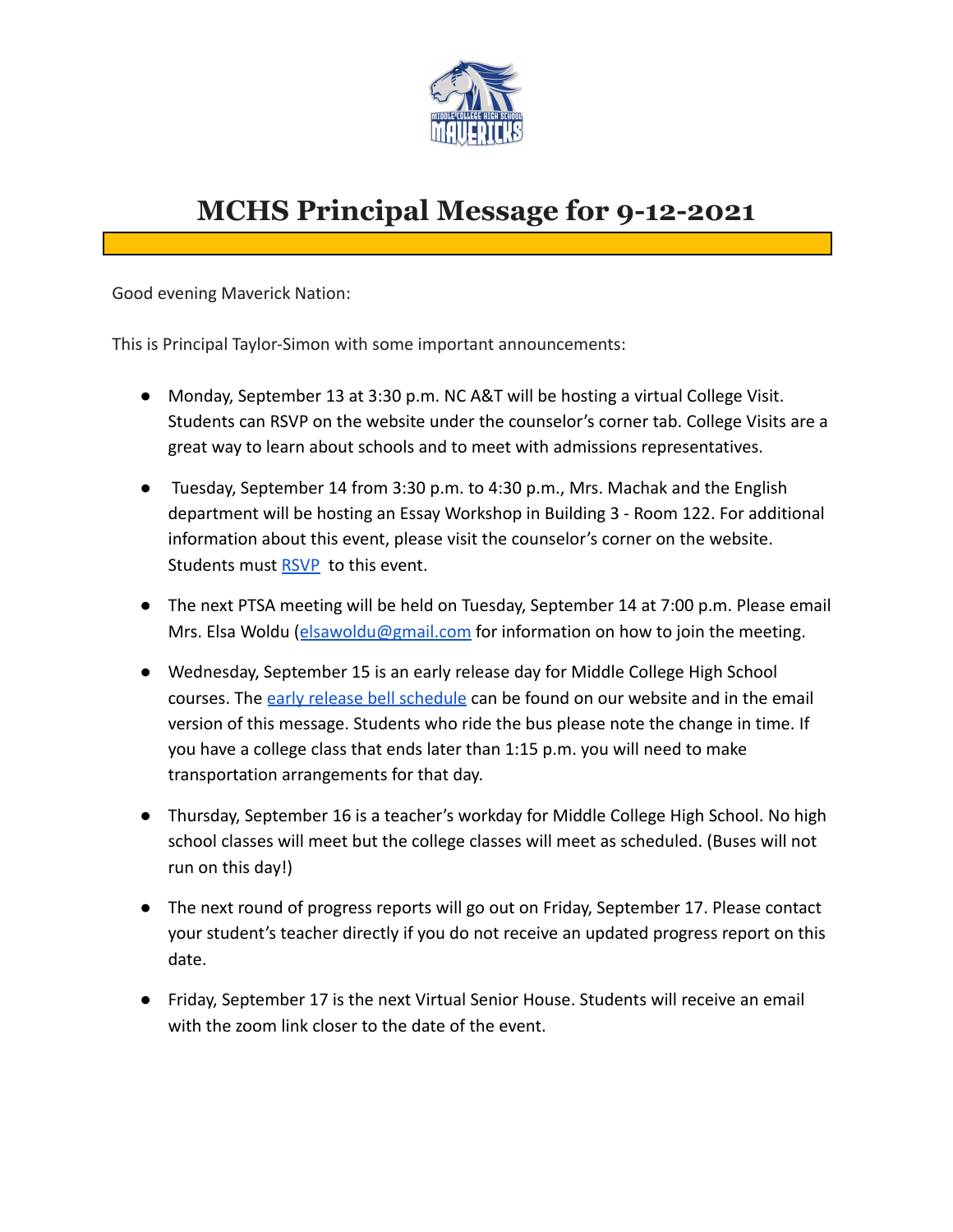# MCHS Principal Message for 9-12-2021

Good evening Maverick Nation:

This is Principal Taylor-Simon with some important announcements:

- Monday, September 13 at 3:30 p.m. NC A&T will be hosting a virtual College Visit. Students can RSVP on the website under the counselor's corner tab. College Visits are a great way to learn about schools and to meet with admissions representatives.

- Tuesday, September 14 from 3:30 p.m. to 4:30 p.m., Mrs. Machak and the English department will be hosting an Essay Workshop in Building 3 - Room 122. For additional information about this event, please visit the counselor's corner on the website. Students must RSVP to this event.

- The next PTSA meeting will be held on Tuesday, September 14 at 7:00 p.m. Please email Mrs. Elsa Woldu (elsawoldu@gmail.com) for information on how to join the meeting.

- Wednesday, September 15 is an early release day for Middle College High School courses. The early release bell schedule can be found on our website and in the email version of this message. Students who ride the bus please note the change in time. If you have a college class that ends later than 1:15 p.m. you will need to make transportation arrangements for that day.

- Thursday, September 16 is a teacher's workday for Middle College High School. No high school classes will meet but the college classes will meet as scheduled. (Buses will not run on this day!)

- The next round of progress reports will go out on Friday, September 17. Please contact your student's teacher directly if you do not receive an updated progress report on this date.

- Friday, September 17 is the next Virtual Senior House. Students will receive an email with the zoom link closer to the date of the event.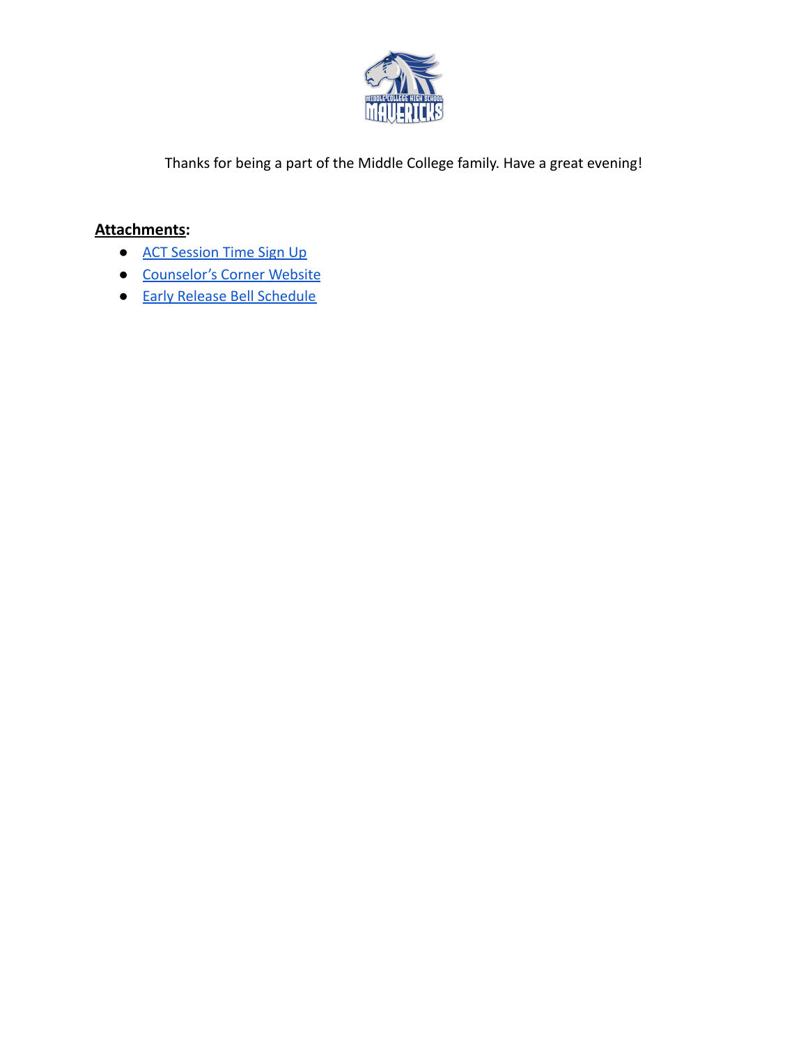Thanks for being a part of the Middle College family. Have a great evening!

**Attachments**:

- ACT Session Time Sign Up
- Counselor's Corner Website
- Early Release Bell Schedule